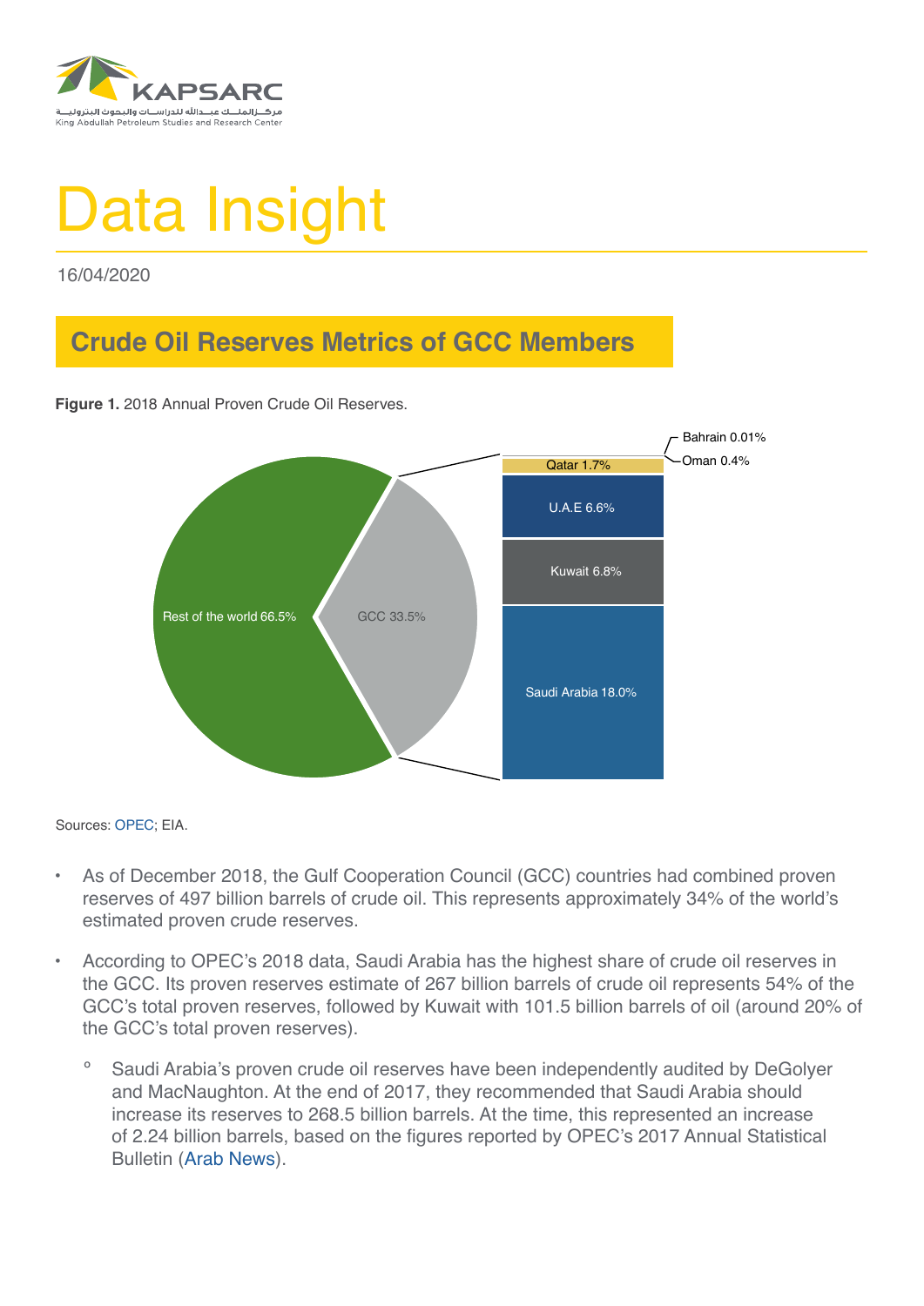# Data Insight

16/04/2020

## Crude Oil Reserves Metrics of GCC Members

**Figure 1.** 2018 Annual Proven Crude Oil Reserves.

Sources: OPEC; EIA.

- As of December 2018, the Gulf Cooperation Council (GCC) countries had combined proven reserves of 497 billion barrels of crude oil. This represents approximately 34% of the world's estimated proven crude reserves.
- According to OPEC's 2018 data, Saudi Arabia has the highest share of crude oil reserves in the GCC. Its proven reserves estimate of 267 billion barrels of crude oil represents 54% of the GCC's total proven reserves, followed by Kuwait with 101.5 billion barrels of oil (around 20% of the GCC's total proven reserves).
  - Saudi Arabia's proven crude oil reserves have been independently audited by DeGolyer and MacNaughton. At the end of 2017, they recommended that Saudi Arabia should increase its reserves to 268.5 billion barrels. At the time, this represented an increase of 2.24 billion barrels, based on the figures reported by OPEC's 2017 Annual Statistical Bulletin (Arab News).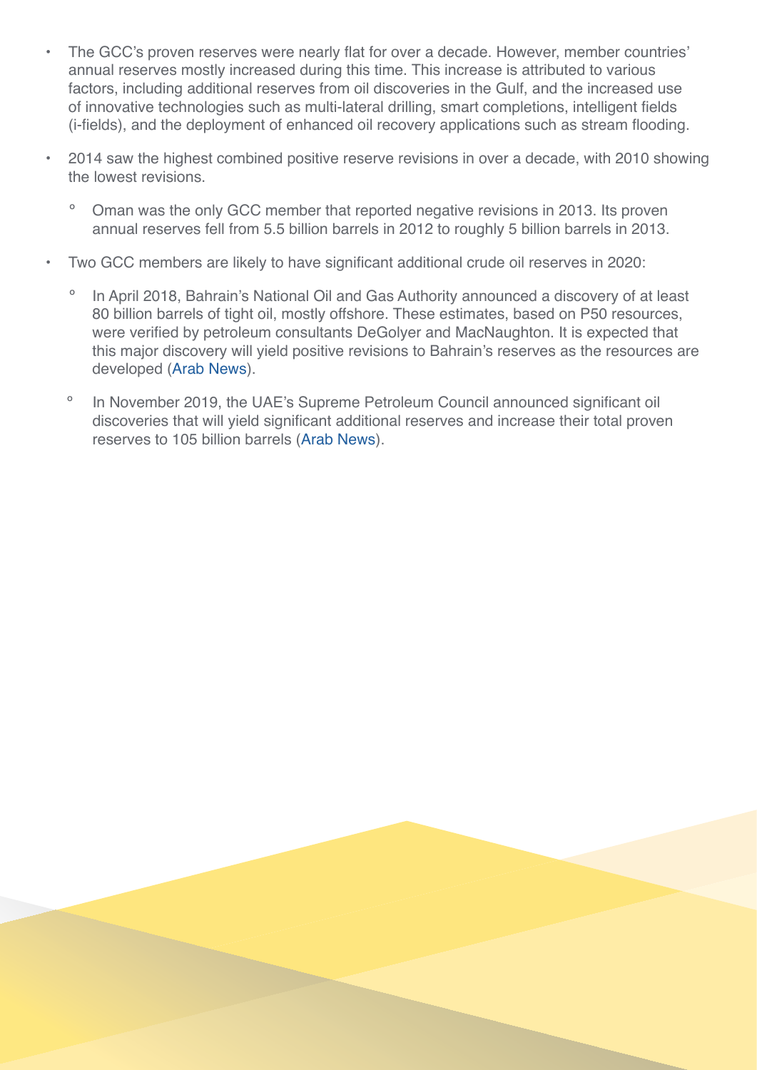- The GCC's proven reserves were nearly flat for over a decade. However, member countries' annual reserves mostly increased during this time. This increase is attributed to various factors, including additional reserves from oil discoveries in the Gulf, and the increased use of innovative technologies such as multi-lateral drilling, smart completions, intelligent fields (i-fields), and the deployment of enhanced oil recovery applications such as stream flooding.
- 2014 saw the highest combined positive reserve revisions in over a decade, with 2010 showing the lowest revisions.
  - Oman was the only GCC member that reported negative revisions in 2013. Its proven annual reserves fell from 5.5 billion barrels in 2012 to roughly 5 billion barrels in 2013.
- Two GCC members are likely to have significant additional crude oil reserves in 2020:
  - In April 2018, Bahrain's National Oil and Gas Authority announced a discovery of at least 80 billion barrels of tight oil, mostly offshore. These estimates, based on P50 resources, were verified by petroleum consultants DeGolyer and MacNaughton. It is expected that this major discovery will yield positive revisions to Bahrain's reserves as the resources are developed (Arab News).
  - In November 2019, the UAE's Supreme Petroleum Council announced significant oil discoveries that will yield significant additional reserves and increase their total proven reserves to 105 billion barrels (Arab News).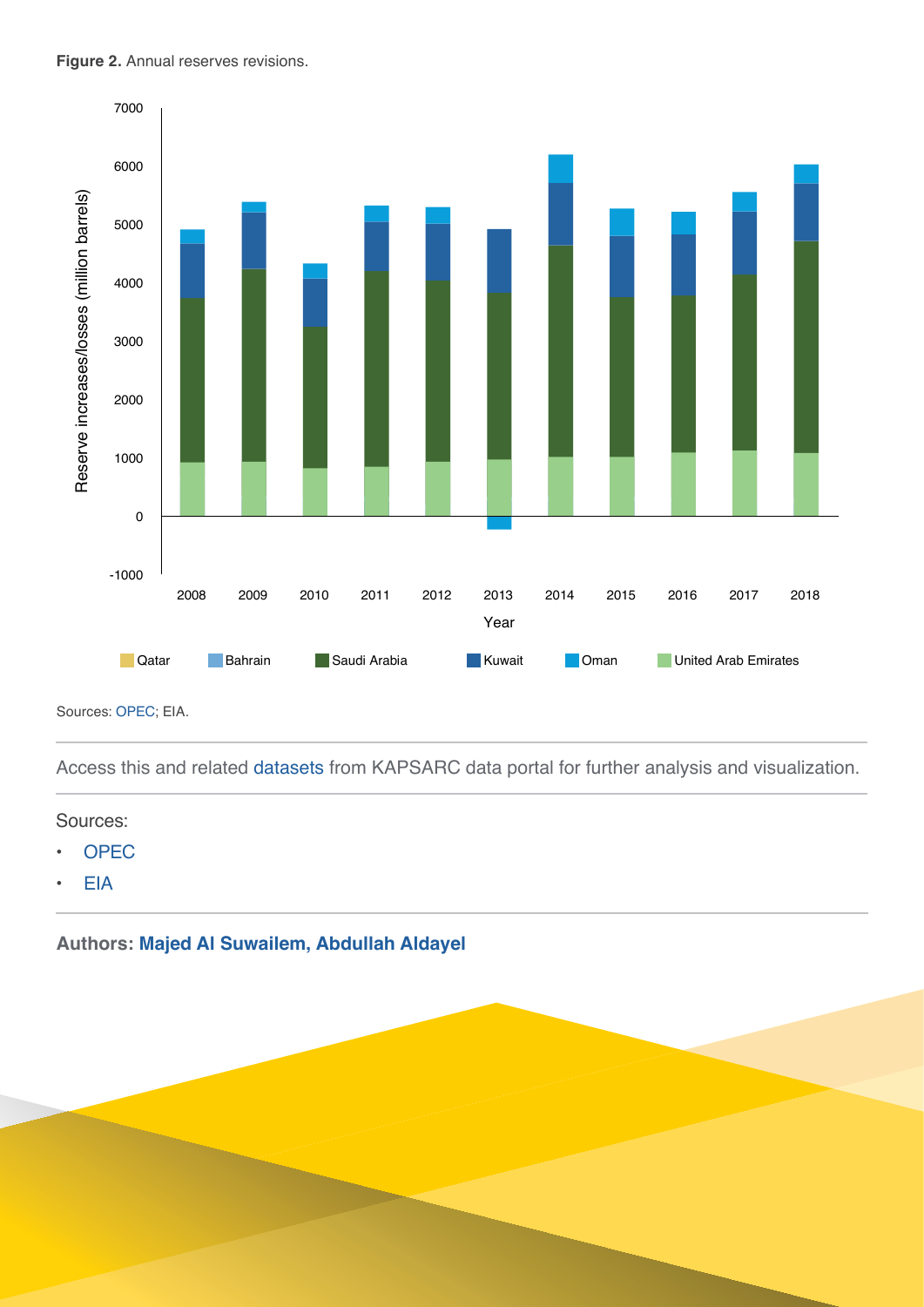**Figure 2.** Annual reserves revisions.

Reserve increases/losses (million barrels)

7000
6000
5000
4000
3000
2000
1000
0
-1000

2008 2009 2010 2011 2012 2013 2014 2015 2016 2017 2018

Year

Qatar
Bahrain
Saudi Arabia
Kuwait
Oman
United Arab Emirates

Sources: OPEC; EIA.

---

Access this and related datasets from KAPSARC data portal for further analysis and visualization.

---

Sources:

- OPEC
- EIA

---

**Authors: Majed Al Suwailem, Abdullah Aldayel**